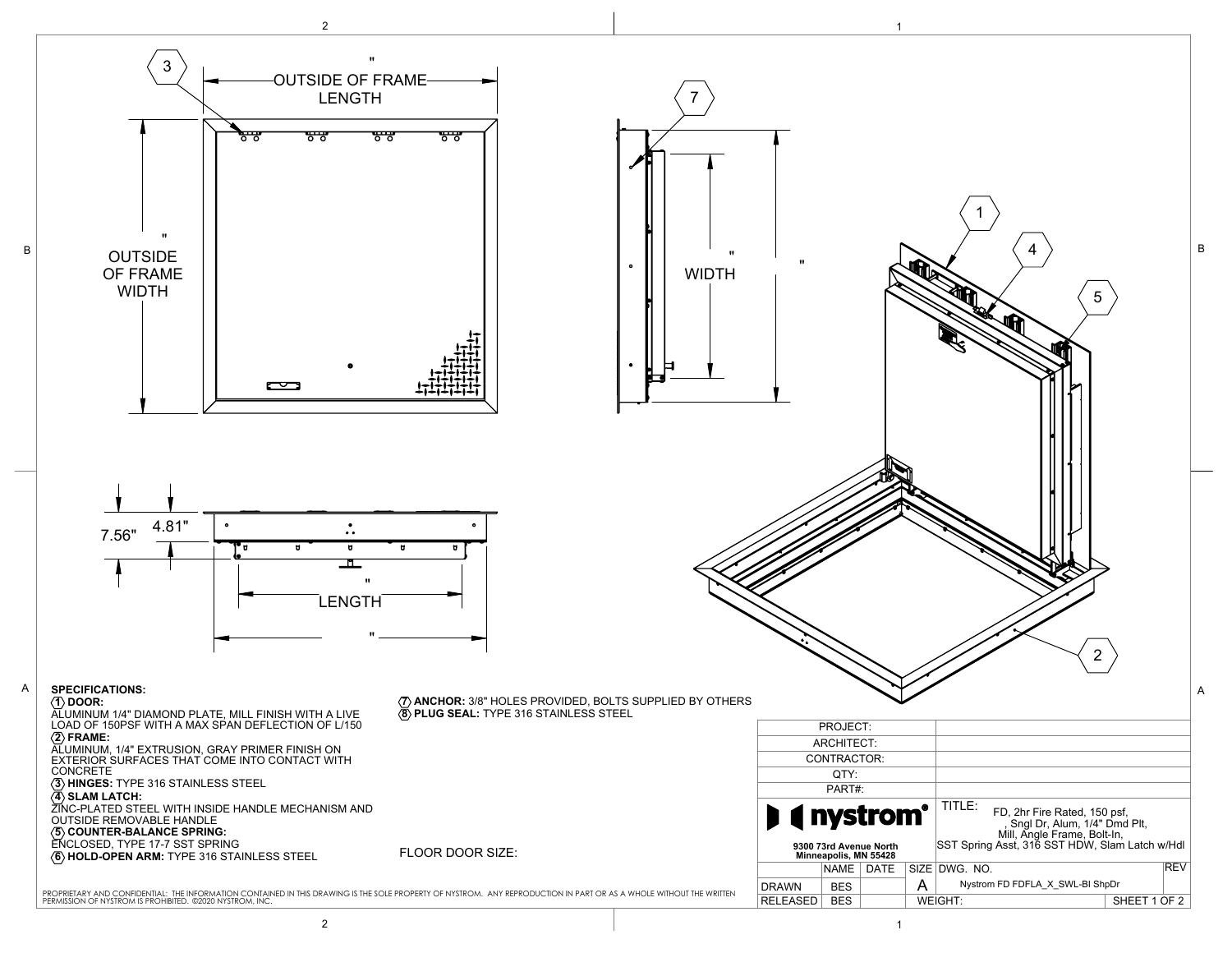" OUTSIDE OF FRAME LENGTH

" OUTSIDE OF FRAME WIDTH

" WIDTH

"

7.56"

4.81"

" LENGTH

"

**SPECIFICATIONS:**

**1 DOOR:**
ALUMINUM 1/4" DIAMOND PLATE, MILL FINISH WITH A LIVE LOAD OF 150PSF WITH A MAX SPAN DEFLECTION OF L/150

**2 FRAME:**
ALUMINUM, 1/4" EXTRUSION, GRAY PRIMER FINISH ON EXTERIOR SURFACES THAT COME INTO CONTACT WITH CONCRETE

**3 HINGES:** TYPE 316 STAINLESS STEEL

**4 SLAM LATCH:**
ZINC-PLATED STEEL WITH INSIDE HANDLE MECHANISM AND OUTSIDE REMOVABLE HANDLE

**5 COUNTER-BALANCE SPRING:**
ENCLOSED, TYPE 17-7 SST SPRING

**6 HOLD-OPEN ARM:** TYPE 316 STAINLESS STEEL

**7 ANCHOR:** 3/8" HOLES PROVIDED, BOLTS SUPPLIED BY OTHERS

**8 PLUG SEAL:** TYPE 316 STAINLESS STEEL

FLOOR DOOR SIZE:

| PROJECT: | | | | |
|---|---|---|---|---|
| ARCHITECT: | | | | |
| CONTRACTOR: | | | | |
| QTY: | | | | |
| PART#: | | | | |
| nystrom 9300 73rd Avenue North Minneapolis, MN 55428 | | | TITLE: FD, 2hr Fire Rated, 150 psf, , Sngl Dr, Alum, 1/4" Dmd Plt, Mill, Angle Frame, Bolt-In, SST Spring Asst, 316 SST HDW, Slam Latch w/Hdl | |
| | NAME | DATE | SIZE | DWG. NO. / REV |
| DRAWN | BES | | A | Nystrom FD FDFLA_X_SWL-BI ShpDr |
| RELEASED | BES | | WEIGHT: | SHEET 1 OF 2 |

PROPRIETARY AND CONFIDENTIAL: THE INFORMATION CONTAINED IN THIS DRAWING IS THE SOLE PROPERTY OF NYSTROM. ANY REPRODUCTION IN PART OR AS A WHOLE WITHOUT THE WRITTEN PERMISSION OF NYSTROM IS PROHIBITED. ©2020 NYSTROM, INC.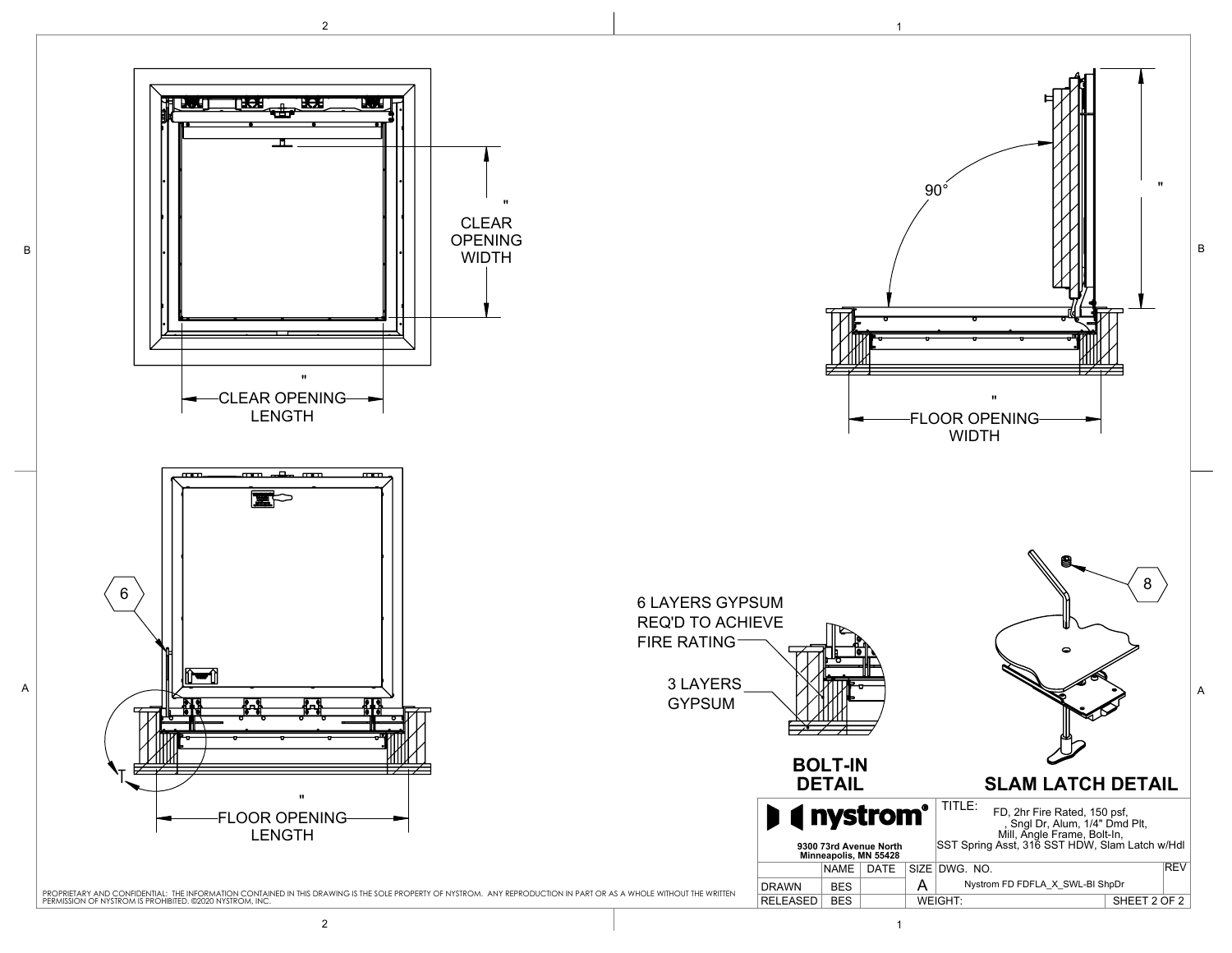"
CLEAR
OPENING
WIDTH

"
CLEAR OPENING
LENGTH

90°

"

"
FLOOR OPENING
WIDTH

6

"
FLOOR OPENING
LENGTH

T

6 LAYERS GYPSUM
REQ'D TO ACHIEVE
FIRE RATING

3 LAYERS
GYPSUM

**BOLT-IN DETAIL**

8

**SLAM LATCH DETAIL**

PROPRIETARY AND CONFIDENTIAL: THE INFORMATION CONTAINED IN THIS DRAWING IS THE SOLE PROPERTY OF NYSTROM. ANY REPRODUCTION IN PART OR AS A WHOLE WITHOUT THE WRITTEN PERMISSION OF NYSTROM IS PROHIBITED. ©2020 NYSTROM, INC.

| | | | | | |
|---|---|---|---|---|---|
| **nystrom®** 9300 73rd Avenue North Minneapolis, MN 55428 | | | TITLE: FD, 2hr Fire Rated, 150 psf, , Sngl Dr, Alum, 1/4" Dmd Plt, Mill, Angle Frame, Bolt-In, SST Spring Asst, 316 SST HDW, Slam Latch w/Hdl | | |
| | NAME | DATE | SIZE | DWG. NO. | REV |
| DRAWN | BES | | A | Nystrom FD FDFLA_X_SWL-BI ShpDr | |
| RELEASED | BES | | WEIGHT: | | SHEET 2 OF 2 |